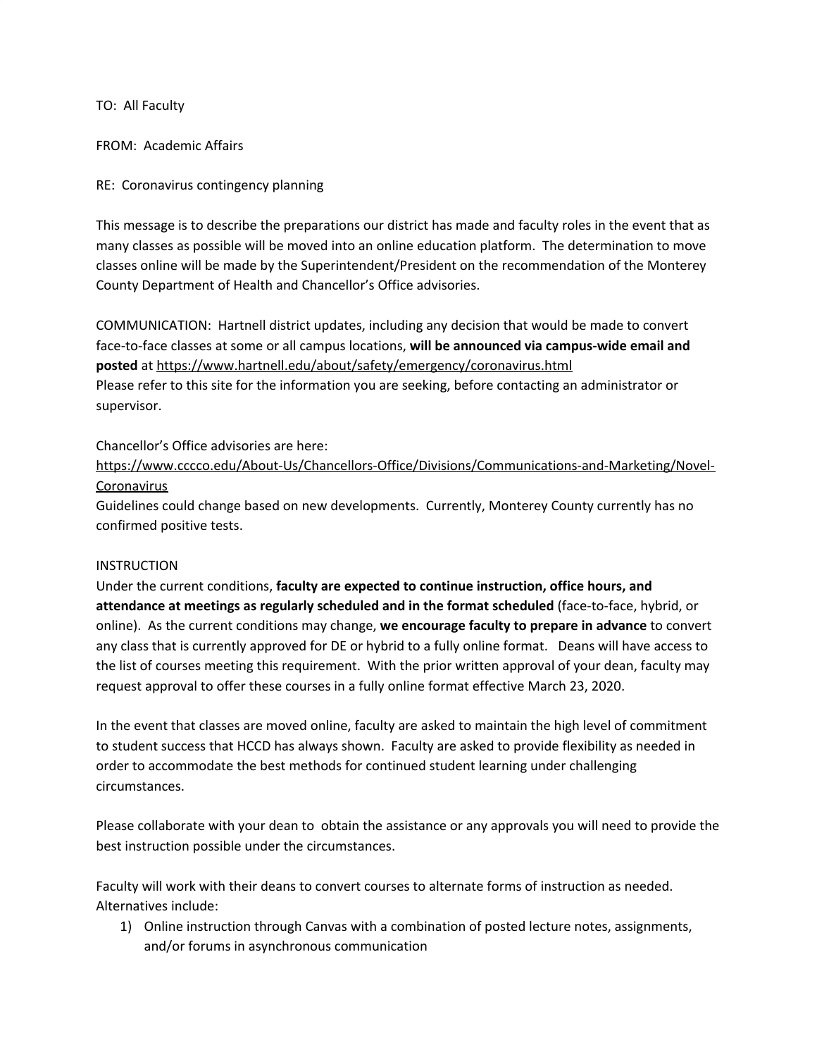TO: All Faculty

FROM: Academic Affairs

RE: Coronavirus contingency planning

This message is to describe the preparations our district has made and faculty roles in the event that as many classes as possible will be moved into an online education platform. The determination to move classes online will be made by the Superintendent/President on the recommendation of the Monterey County Department of Health and Chancellor's Office advisories.

COMMUNICATION: Hartnell district updates, including any decision that would be made to convert face-to-face classes at some or all campus locations, **will be announced via campus-wide email and posted** at https://www.hartnell.edu/about/safety/emergency/coronavirus.html
Please refer to this site for the information you are seeking, before contacting an administrator or supervisor.

Chancellor's Office advisories are here:
https://www.cccco.edu/About-Us/Chancellors-Office/Divisions/Communications-and-Marketing/Novel-Coronavirus
Guidelines could change based on new developments. Currently, Monterey County currently has no confirmed positive tests.

INSTRUCTION
Under the current conditions, **faculty are expected to continue instruction, office hours, and attendance at meetings as regularly scheduled and in the format scheduled** (face-to-face, hybrid, or online). As the current conditions may change, **we encourage faculty to prepare in advance** to convert any class that is currently approved for DE or hybrid to a fully online format. Deans will have access to the list of courses meeting this requirement. With the prior written approval of your dean, faculty may request approval to offer these courses in a fully online format effective March 23, 2020.

In the event that classes are moved online, faculty are asked to maintain the high level of commitment to student success that HCCD has always shown. Faculty are asked to provide flexibility as needed in order to accommodate the best methods for continued student learning under challenging circumstances.

Please collaborate with your dean to obtain the assistance or any approvals you will need to provide the best instruction possible under the circumstances.

Faculty will work with their deans to convert courses to alternate forms of instruction as needed. Alternatives include:

1) Online instruction through Canvas with a combination of posted lecture notes, assignments, and/or forums in asynchronous communication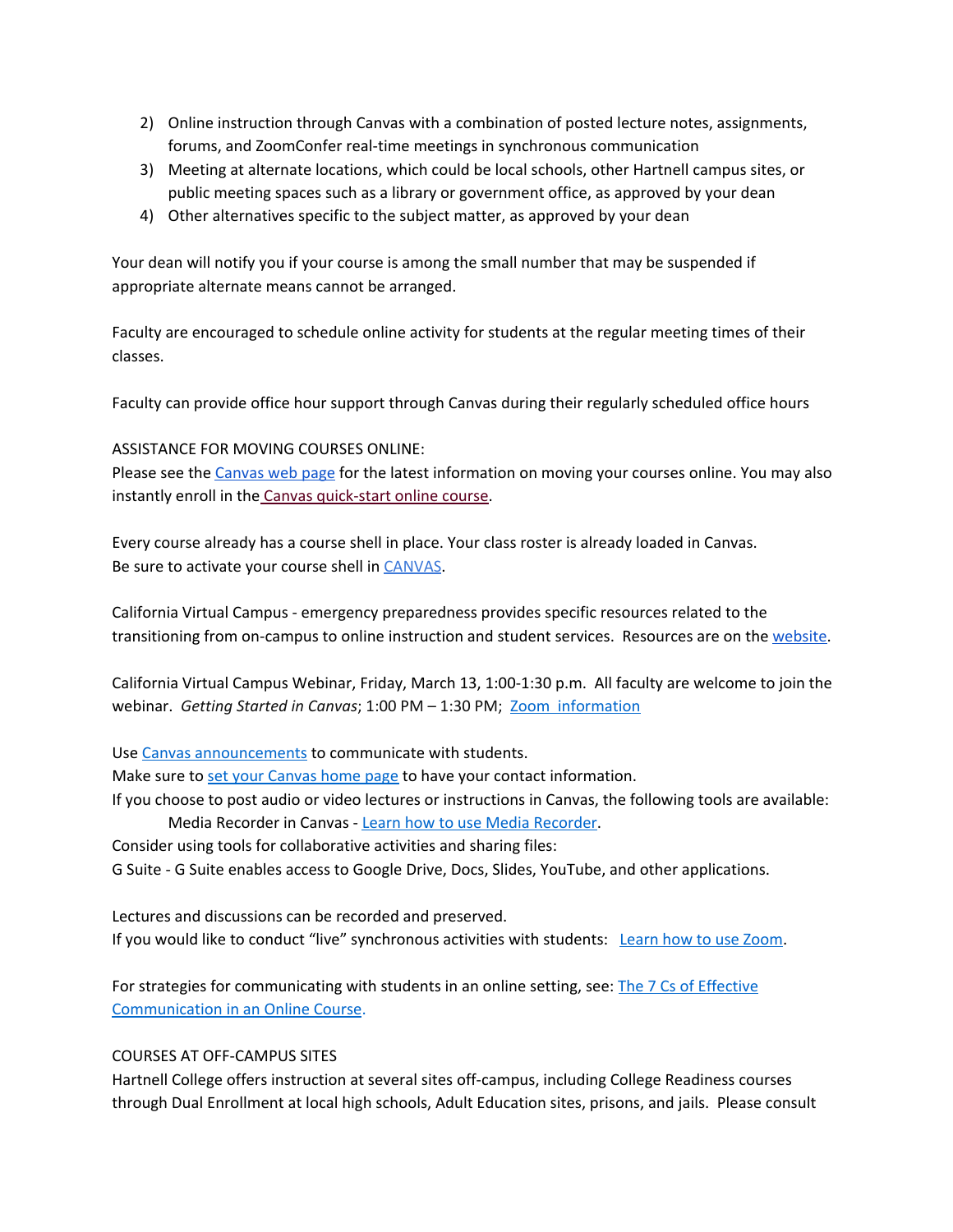2) Online instruction through Canvas with a combination of posted lecture notes, assignments, forums, and ZoomConfer real-time meetings in synchronous communication
3) Meeting at alternate locations, which could be local schools, other Hartnell campus sites, or public meeting spaces such as a library or government office, as approved by your dean
4) Other alternatives specific to the subject matter, as approved by your dean

Your dean will notify you if your course is among the small number that may be suspended if appropriate alternate means cannot be arranged.

Faculty are encouraged to schedule online activity for students at the regular meeting times of their classes.

Faculty can provide office hour support through Canvas during their regularly scheduled office hours

ASSISTANCE FOR MOVING COURSES ONLINE:
Please see the Canvas web page for the latest information on moving your courses online. You may also instantly enroll in the Canvas quick-start online course.

Every course already has a course shell in place. Your class roster is already loaded in Canvas.
Be sure to activate your course shell in CANVAS.

California Virtual Campus - emergency preparedness provides specific resources related to the transitioning from on-campus to online instruction and student services. Resources are on the website.

California Virtual Campus Webinar, Friday, March 13, 1:00-1:30 p.m. All faculty are welcome to join the webinar. *Getting Started in Canvas*; 1:00 PM – 1:30 PM; Zoom information

Use Canvas announcements to communicate with students.
Make sure to set your Canvas home page to have your contact information.
If you choose to post audio or video lectures or instructions in Canvas, the following tools are available:
    Media Recorder in Canvas - Learn how to use Media Recorder.
Consider using tools for collaborative activities and sharing files:
G Suite - G Suite enables access to Google Drive, Docs, Slides, YouTube, and other applications.

Lectures and discussions can be recorded and preserved.
If you would like to conduct "live" synchronous activities with students: Learn how to use Zoom.

For strategies for communicating with students in an online setting, see: The 7 Cs of Effective Communication in an Online Course.

COURSES AT OFF-CAMPUS SITES
Hartnell College offers instruction at several sites off-campus, including College Readiness courses through Dual Enrollment at local high schools, Adult Education sites, prisons, and jails. Please consult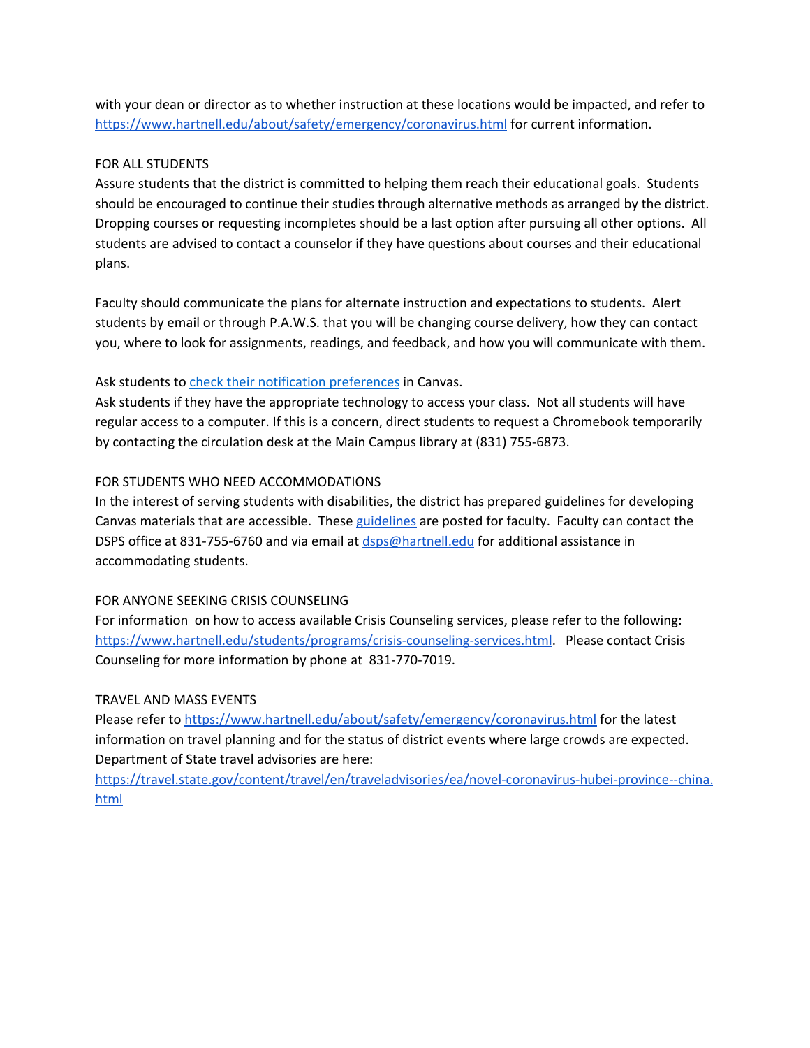with your dean or director as to whether instruction at these locations would be impacted, and refer to https://www.hartnell.edu/about/safety/emergency/coronavirus.html for current information.

## FOR ALL STUDENTS

Assure students that the district is committed to helping them reach their educational goals. Students should be encouraged to continue their studies through alternative methods as arranged by the district. Dropping courses or requesting incompletes should be a last option after pursuing all other options. All students are advised to contact a counselor if they have questions about courses and their educational plans.

Faculty should communicate the plans for alternate instruction and expectations to students. Alert students by email or through P.A.W.S. that you will be changing course delivery, how they can contact you, where to look for assignments, readings, and feedback, and how you will communicate with them.

Ask students to check their notification preferences in Canvas.
Ask students if they have the appropriate technology to access your class. Not all students will have regular access to a computer. If this is a concern, direct students to request a Chromebook temporarily by contacting the circulation desk at the Main Campus library at (831) 755-6873.

## FOR STUDENTS WHO NEED ACCOMMODATIONS

In the interest of serving students with disabilities, the district has prepared guidelines for developing Canvas materials that are accessible. These guidelines are posted for faculty. Faculty can contact the DSPS office at 831-755-6760 and via email at dsps@hartnell.edu for additional assistance in accommodating students.

## FOR ANYONE SEEKING CRISIS COUNSELING

For information on how to access available Crisis Counseling services, please refer to the following: https://www.hartnell.edu/students/programs/crisis-counseling-services.html. Please contact Crisis Counseling for more information by phone at 831-770-7019.

## TRAVEL AND MASS EVENTS

Please refer to https://www.hartnell.edu/about/safety/emergency/coronavirus.html for the latest information on travel planning and for the status of district events where large crowds are expected. Department of State travel advisories are here:
https://travel.state.gov/content/travel/en/traveladvisories/ea/novel-coronavirus-hubei-province--china.html